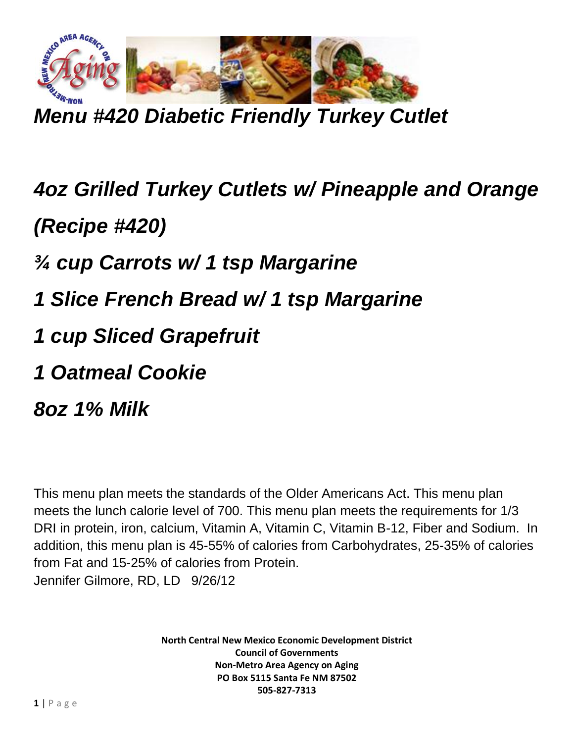# *Menu #420 Diabetic Friendly Turkey Cutlet*

***4oz Grilled Turkey Cutlets w/ Pineapple and Orange (Recipe #420)***

***¾ cup Carrots w/ 1 tsp Margarine***

***1 Slice French Bread w/ 1 tsp Margarine***

***1 cup Sliced Grapefruit***

***1 Oatmeal Cookie***

***8oz 1% Milk***

This menu plan meets the standards of the Older Americans Act. This menu plan meets the lunch calorie level of 700. This menu plan meets the requirements for 1/3 DRI in protein, iron, calcium, Vitamin A, Vitamin C, Vitamin B-12, Fiber and Sodium. In addition, this menu plan is 45-55% of calories from Carbohydrates, 25-35% of calories from Fat and 15-25% of calories from Protein.
Jennifer Gilmore, RD, LD 9/26/12

**North Central New Mexico Economic Development District**
**Council of Governments**
**Non-Metro Area Agency on Aging**
**PO Box 5115 Santa Fe NM 87502**
**505-827-7313**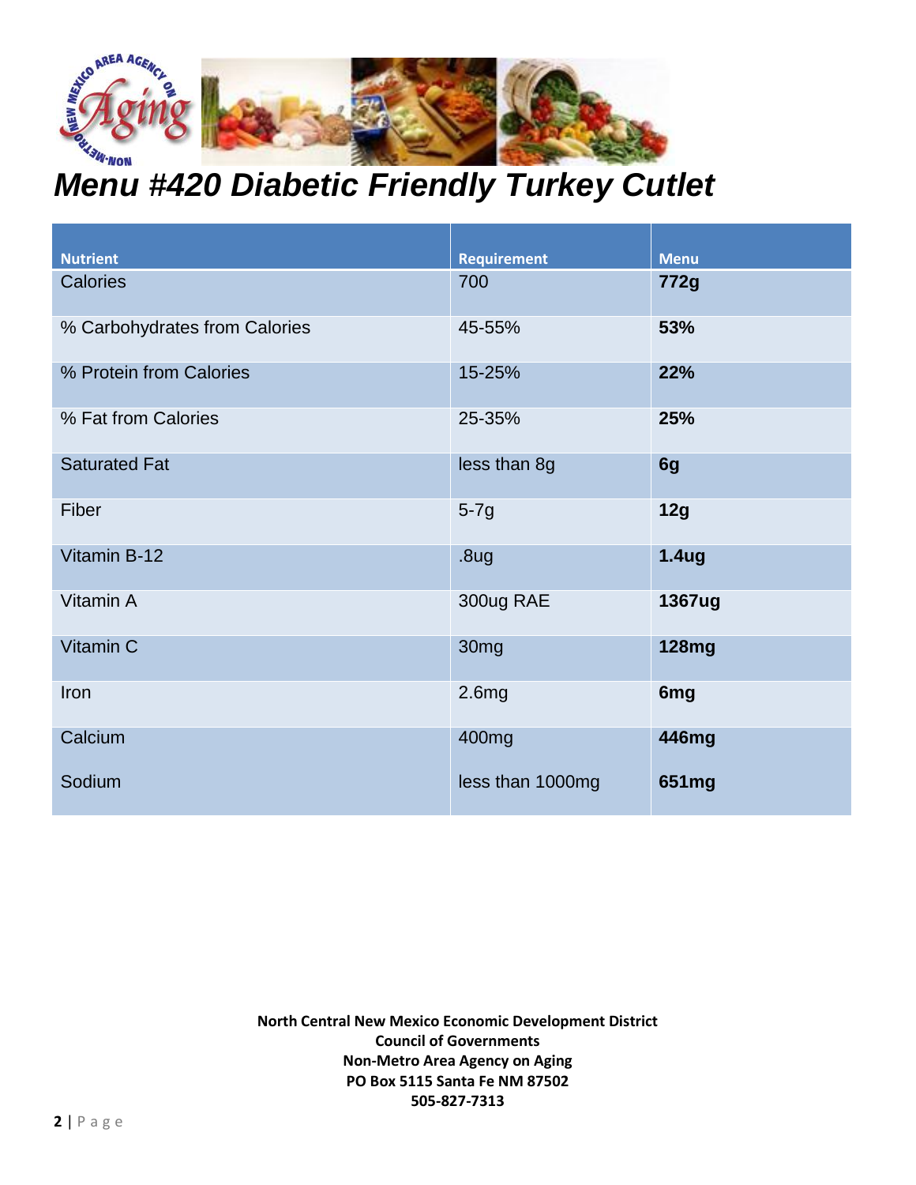# *Menu #420 Diabetic Friendly Turkey Cutlet*

| Nutrient | Requirement | Menu |
|---|---|---|
| Calories | 700 | **772g** |
| % Carbohydrates from Calories | 45-55% | **53%** |
| % Protein from Calories | 15-25% | **22%** |
| % Fat from Calories | 25-35% | **25%** |
| Saturated Fat | less than 8g | **6g** |
| Fiber | 5-7g | **12g** |
| Vitamin B-12 | .8ug | **1.4ug** |
| Vitamin A | 300ug RAE | **1367ug** |
| Vitamin C | 30mg | **128mg** |
| Iron | 2.6mg | **6mg** |
| Calcium | 400mg | **446mg** |
| Sodium | less than 1000mg | **651mg** |

**North Central New Mexico Economic Development District**
**Council of Governments**
**Non-Metro Area Agency on Aging**
**PO Box 5115 Santa Fe NM 87502**
**505-827-7313**